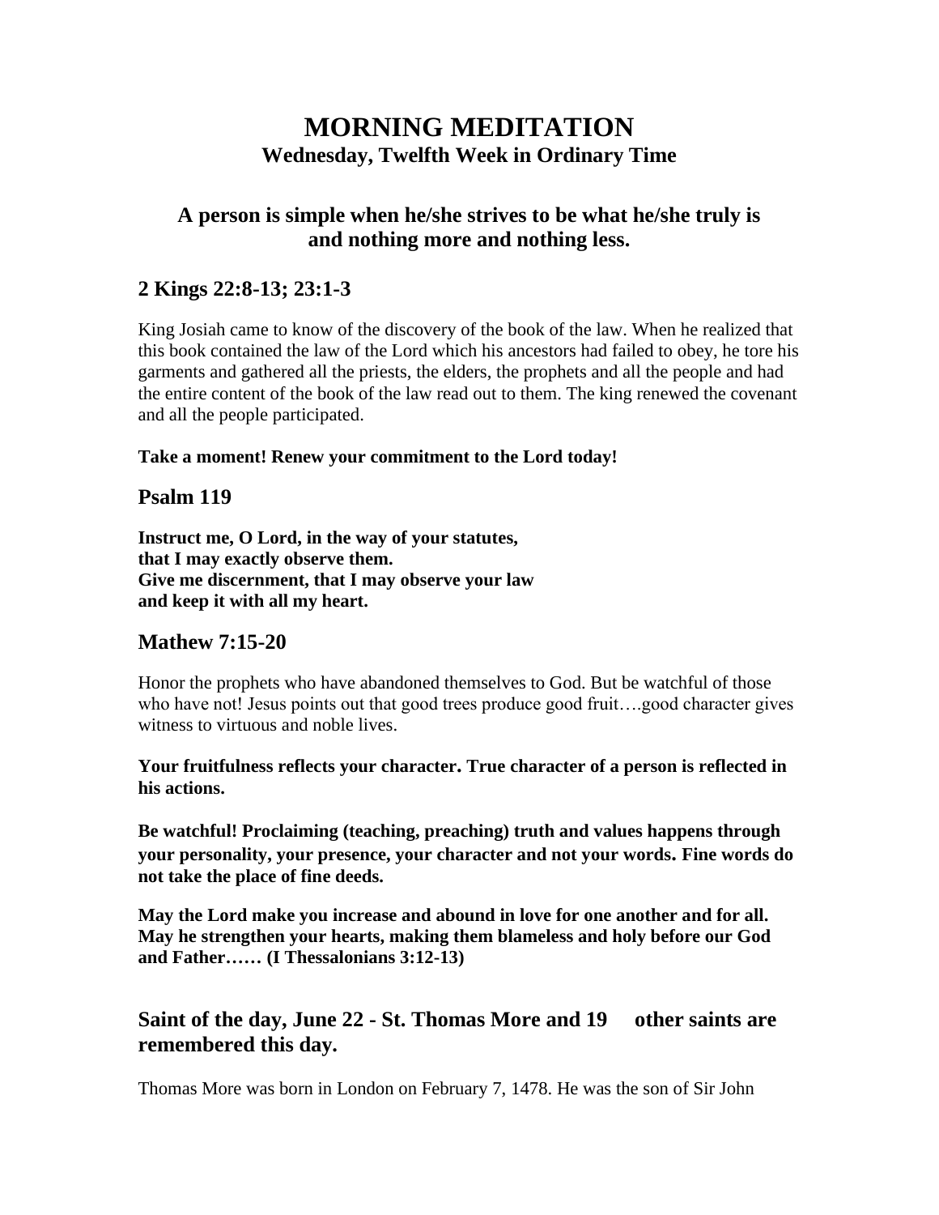# MORNING MEDITATION

### Wednesday, Twelfth Week in Ordinary Time

## A person is simple when he/she strives to be what he/she truly is and nothing more and nothing less.

## 2 Kings 22:8-13; 23:1-3

King Josiah came to know of the discovery of the book of the law. When he realized that this book contained the law of the Lord which his ancestors had failed to obey, he tore his garments and gathered all the priests, the elders, the prophets and all the people and had the entire content of the book of the law read out to them. The king renewed the covenant and all the people participated.

**Take a moment! Renew your commitment to the Lord today!**

## Psalm 119

**Instruct me, O Lord, in the way of your statutes,**
**that I may exactly observe them.**
**Give me discernment, that I may observe your law**
**and keep it with all my heart.**

## Mathew 7:15-20

Honor the prophets who have abandoned themselves to God. But be watchful of those who have not! Jesus points out that good trees produce good fruit….good character gives witness to virtuous and noble lives.

**Your fruitfulness reflects your character. True character of a person is reflected in his actions.**

**Be watchful! Proclaiming (teaching, preaching) truth and values happens through your personality, your presence, your character and not your words. Fine words do not take the place of fine deeds.**

**May the Lord make you increase and abound in love for one another and for all. May he strengthen your hearts, making them blameless and holy before our God and Father…… (I Thessalonians 3:12-13)**

## Saint of the day, June 22 - St. Thomas More and 19 other saints are remembered this day.

Thomas More was born in London on February 7, 1478. He was the son of Sir John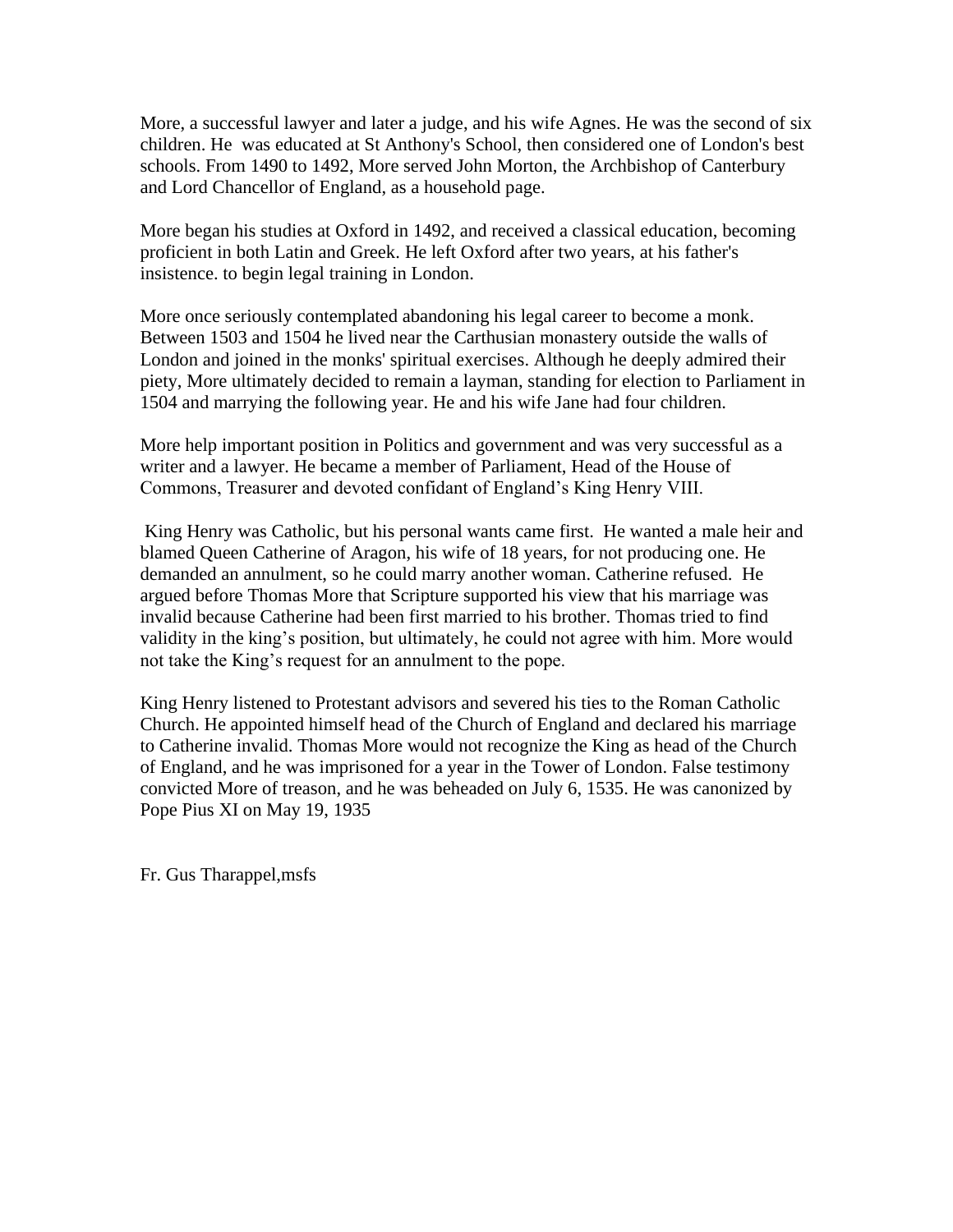More, a successful lawyer and later a judge, and his wife Agnes. He was the second of six children. He  was educated at St Anthony's School, then considered one of London's best schools. From 1490 to 1492, More served John Morton, the Archbishop of Canterbury and Lord Chancellor of England, as a household page.

More began his studies at Oxford in 1492, and received a classical education, becoming proficient in both Latin and Greek. He left Oxford after two years, at his father's insistence. to begin legal training in London.

More once seriously contemplated abandoning his legal career to become a monk. Between 1503 and 1504 he lived near the Carthusian monastery outside the walls of London and joined in the monks' spiritual exercises. Although he deeply admired their piety, More ultimately decided to remain a layman, standing for election to Parliament in 1504 and marrying the following year. He and his wife Jane had four children.

More help important position in Politics and government and was very successful as a writer and a lawyer. He became a member of Parliament, Head of the House of Commons, Treasurer and devoted confidant of England's King Henry VIII.

King Henry was Catholic, but his personal wants came first.  He wanted a male heir and blamed Queen Catherine of Aragon, his wife of 18 years, for not producing one. He demanded an annulment, so he could marry another woman. Catherine refused.  He argued before Thomas More that Scripture supported his view that his marriage was invalid because Catherine had been first married to his brother. Thomas tried to find validity in the king's position, but ultimately, he could not agree with him. More would not take the King's request for an annulment to the pope.

King Henry listened to Protestant advisors and severed his ties to the Roman Catholic Church. He appointed himself head of the Church of England and declared his marriage to Catherine invalid. Thomas More would not recognize the King as head of the Church of England, and he was imprisoned for a year in the Tower of London. False testimony convicted More of treason, and he was beheaded on July 6, 1535. He was canonized by Pope Pius XI on May 19, 1935

Fr. Gus Tharappel,msfs